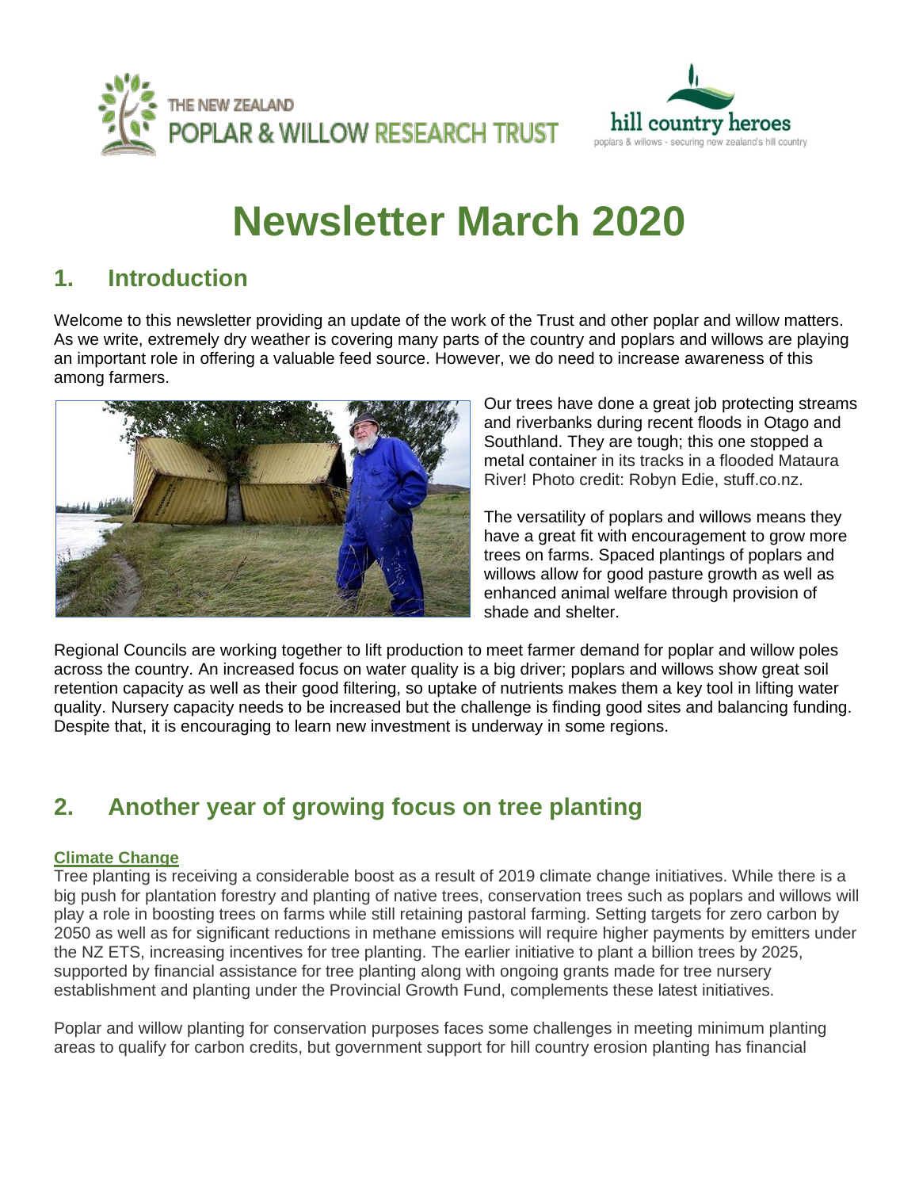THE NEW ZEALAND POPLAR & WILLOW RESEARCH TRUST

hill country heroes
poplars & willows - securing new zealand's hill country

# Newsletter March 2020

## 1. Introduction

Welcome to this newsletter providing an update of the work of the Trust and other poplar and willow matters. As we write, extremely dry weather is covering many parts of the country and poplars and willows are playing an important role in offering a valuable feed source. However, we do need to increase awareness of this among farmers.

Our trees have done a great job protecting streams and riverbanks during recent floods in Otago and Southland. They are tough; this one stopped a metal container in its tracks in a flooded Mataura River! Photo credit: Robyn Edie, stuff.co.nz.

The versatility of poplars and willows means they have a great fit with encouragement to grow more trees on farms. Spaced plantings of poplars and willows allow for good pasture growth as well as enhanced animal welfare through provision of shade and shelter.

Regional Councils are working together to lift production to meet farmer demand for poplar and willow poles across the country. An increased focus on water quality is a big driver; poplars and willows show great soil retention capacity as well as their good filtering, so uptake of nutrients makes them a key tool in lifting water quality. Nursery capacity needs to be increased but the challenge is finding good sites and balancing funding. Despite that, it is encouraging to learn new investment is underway in some regions.

## 2. Another year of growing focus on tree planting

**Climate Change**

Tree planting is receiving a considerable boost as a result of 2019 climate change initiatives. While there is a big push for plantation forestry and planting of native trees, conservation trees such as poplars and willows will play a role in boosting trees on farms while still retaining pastoral farming. Setting targets for zero carbon by 2050 as well as for significant reductions in methane emissions will require higher payments by emitters under the NZ ETS, increasing incentives for tree planting. The earlier initiative to plant a billion trees by 2025, supported by financial assistance for tree planting along with ongoing grants made for tree nursery establishment and planting under the Provincial Growth Fund, complements these latest initiatives.

Poplar and willow planting for conservation purposes faces some challenges in meeting minimum planting areas to qualify for carbon credits, but government support for hill country erosion planting has financial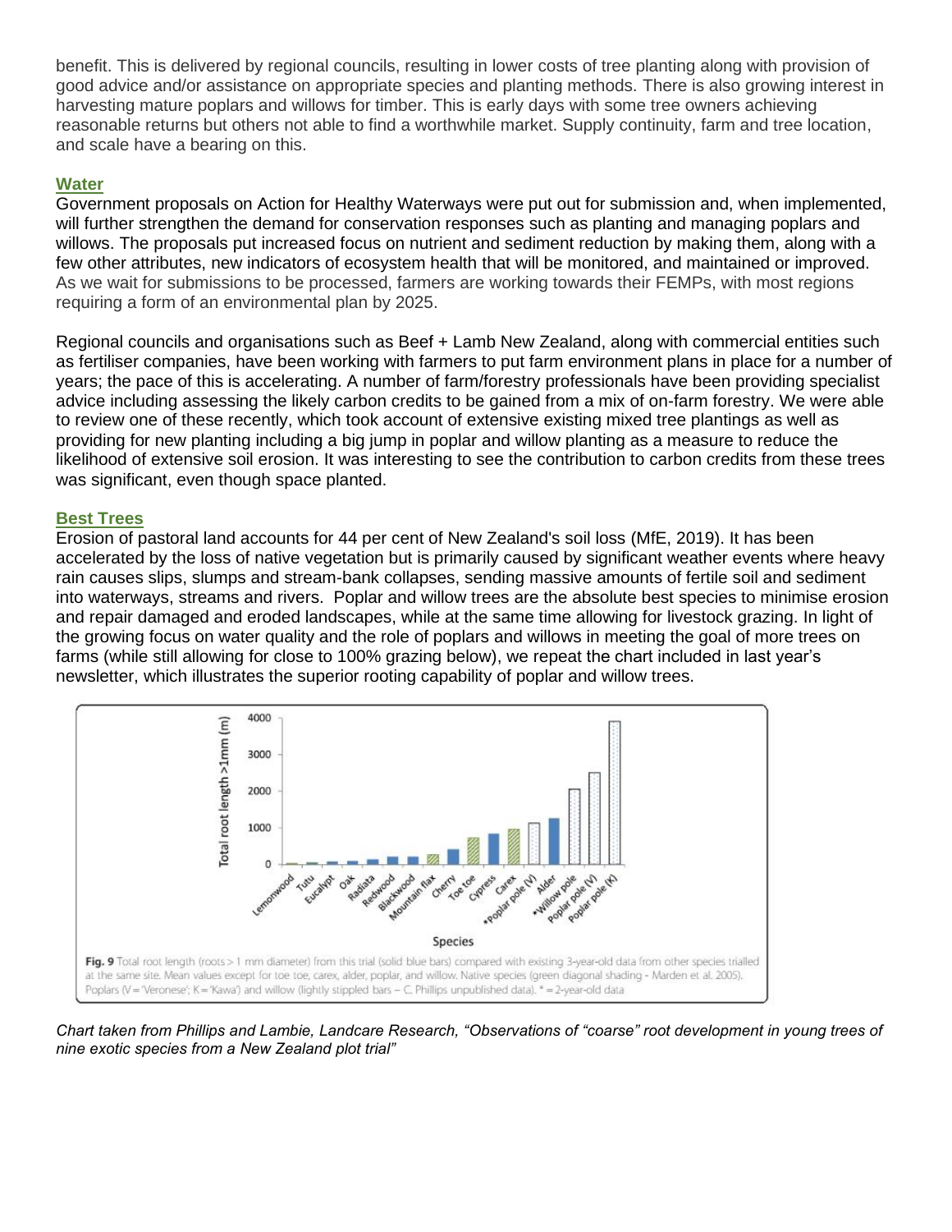benefit. This is delivered by regional councils, resulting in lower costs of tree planting along with provision of good advice and/or assistance on appropriate species and planting methods. There is also growing interest in harvesting mature poplars and willows for timber. This is early days with some tree owners achieving reasonable returns but others not able to find a worthwhile market. Supply continuity, farm and tree location, and scale have a bearing on this.

## Water

Government proposals on Action for Healthy Waterways were put out for submission and, when implemented, will further strengthen the demand for conservation responses such as planting and managing poplars and willows. The proposals put increased focus on nutrient and sediment reduction by making them, along with a few other attributes, new indicators of ecosystem health that will be monitored, and maintained or improved. As we wait for submissions to be processed, farmers are working towards their FEMPs, with most regions requiring a form of an environmental plan by 2025.

Regional councils and organisations such as Beef + Lamb New Zealand, along with commercial entities such as fertiliser companies, have been working with farmers to put farm environment plans in place for a number of years; the pace of this is accelerating. A number of farm/forestry professionals have been providing specialist advice including assessing the likely carbon credits to be gained from a mix of on-farm forestry. We were able to review one of these recently, which took account of extensive existing mixed tree plantings as well as providing for new planting including a big jump in poplar and willow planting as a measure to reduce the likelihood of extensive soil erosion. It was interesting to see the contribution to carbon credits from these trees was significant, even though space planted.

## Best Trees

Erosion of pastoral land accounts for 44 per cent of New Zealand's soil loss (MfE, 2019). It has been accelerated by the loss of native vegetation but is primarily caused by significant weather events where heavy rain causes slips, slumps and stream-bank collapses, sending massive amounts of fertile soil and sediment into waterways, streams and rivers. Poplar and willow trees are the absolute best species to minimise erosion and repair damaged and eroded landscapes, while at the same time allowing for livestock grazing. In light of the growing focus on water quality and the role of poplars and willows in meeting the goal of more trees on farms (while still allowing for close to 100% grazing below), we repeat the chart included in last year's newsletter, which illustrates the superior rooting capability of poplar and willow trees.

**Fig. 9** Total root length (roots > 1 mm diameter) from this trial (solid blue bars) compared with existing 3-year-old data from other species trialled at the same site. Mean values except for toe toe, carex, alder, poplar, and willow. Native species (green diagonal shading - Marden et al. 2005). Poplars (V = 'Veronese'; K = 'Kawa') and willow (lightly stippled bars – C. Phillips unpublished data). * = 2-year-old data

*Chart taken from Phillips and Lambie, Landcare Research, "Observations of "coarse" root development in young trees of nine exotic species from a New Zealand plot trial"*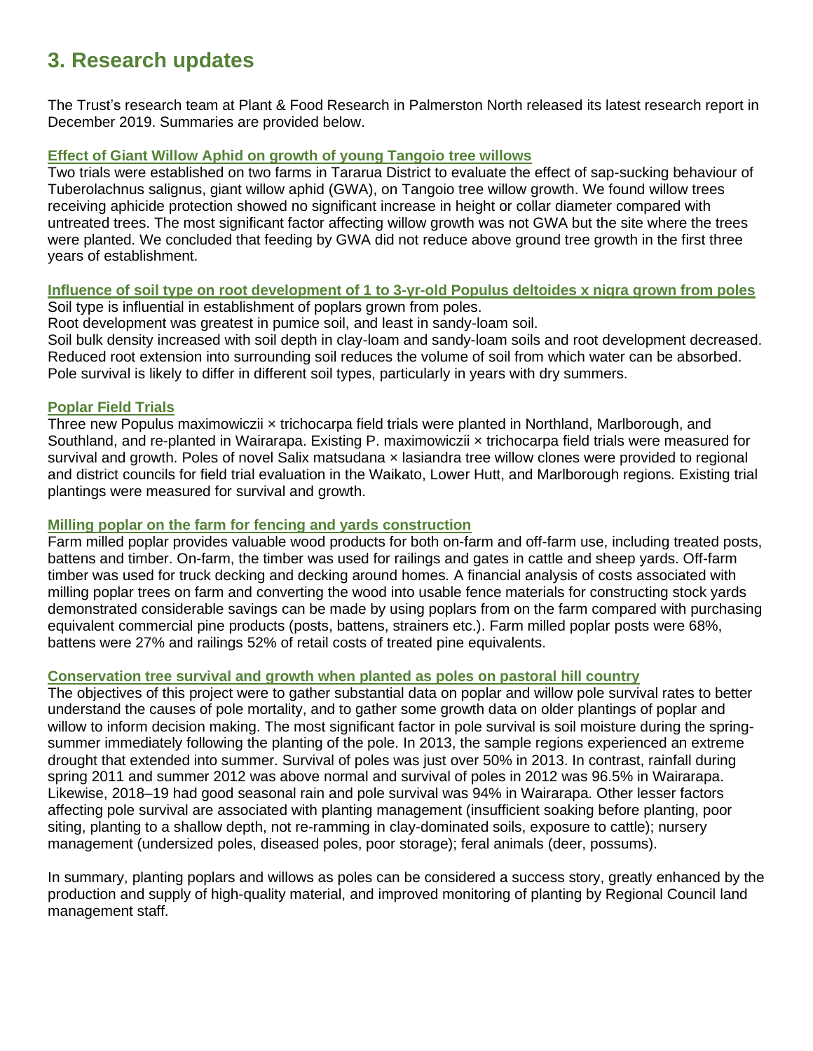## 3. Research updates

The Trust's research team at Plant & Food Research in Palmerston North released its latest research report in December 2019. Summaries are provided below.

### Effect of Giant Willow Aphid on growth of young Tangoio tree willows

Two trials were established on two farms in Tararua District to evaluate the effect of sap-sucking behaviour of Tuberolachnus salignus, giant willow aphid (GWA), on Tangoio tree willow growth. We found willow trees receiving aphicide protection showed no significant increase in height or collar diameter compared with untreated trees. The most significant factor affecting willow growth was not GWA but the site where the trees were planted. We concluded that feeding by GWA did not reduce above ground tree growth in the first three years of establishment.

### Influence of soil type on root development of 1 to 3-yr-old Populus deltoides x nigra grown from poles

Soil type is influential in establishment of poplars grown from poles.
Root development was greatest in pumice soil, and least in sandy-loam soil.
Soil bulk density increased with soil depth in clay-loam and sandy-loam soils and root development decreased. Reduced root extension into surrounding soil reduces the volume of soil from which water can be absorbed. Pole survival is likely to differ in different soil types, particularly in years with dry summers.

### Poplar Field Trials

Three new Populus maximowiczii × trichocarpa field trials were planted in Northland, Marlborough, and Southland, and re-planted in Wairarapa. Existing P. maximowiczii × trichocarpa field trials were measured for survival and growth. Poles of novel Salix matsudana × lasiandra tree willow clones were provided to regional and district councils for field trial evaluation in the Waikato, Lower Hutt, and Marlborough regions. Existing trial plantings were measured for survival and growth.

### Milling poplar on the farm for fencing and yards construction

Farm milled poplar provides valuable wood products for both on-farm and off-farm use, including treated posts, battens and timber. On-farm, the timber was used for railings and gates in cattle and sheep yards. Off-farm timber was used for truck decking and decking around homes. A financial analysis of costs associated with milling poplar trees on farm and converting the wood into usable fence materials for constructing stock yards demonstrated considerable savings can be made by using poplars from on the farm compared with purchasing equivalent commercial pine products (posts, battens, strainers etc.). Farm milled poplar posts were 68%, battens were 27% and railings 52% of retail costs of treated pine equivalents.

### Conservation tree survival and growth when planted as poles on pastoral hill country

The objectives of this project were to gather substantial data on poplar and willow pole survival rates to better understand the causes of pole mortality, and to gather some growth data on older plantings of poplar and willow to inform decision making. The most significant factor in pole survival is soil moisture during the spring-summer immediately following the planting of the pole. In 2013, the sample regions experienced an extreme drought that extended into summer. Survival of poles was just over 50% in 2013. In contrast, rainfall during spring 2011 and summer 2012 was above normal and survival of poles in 2012 was 96.5% in Wairarapa. Likewise, 2018–19 had good seasonal rain and pole survival was 94% in Wairarapa. Other lesser factors affecting pole survival are associated with planting management (insufficient soaking before planting, poor siting, planting to a shallow depth, not re-ramming in clay-dominated soils, exposure to cattle); nursery management (undersized poles, diseased poles, poor storage); feral animals (deer, possums).

In summary, planting poplars and willows as poles can be considered a success story, greatly enhanced by the production and supply of high-quality material, and improved monitoring of planting by Regional Council land management staff.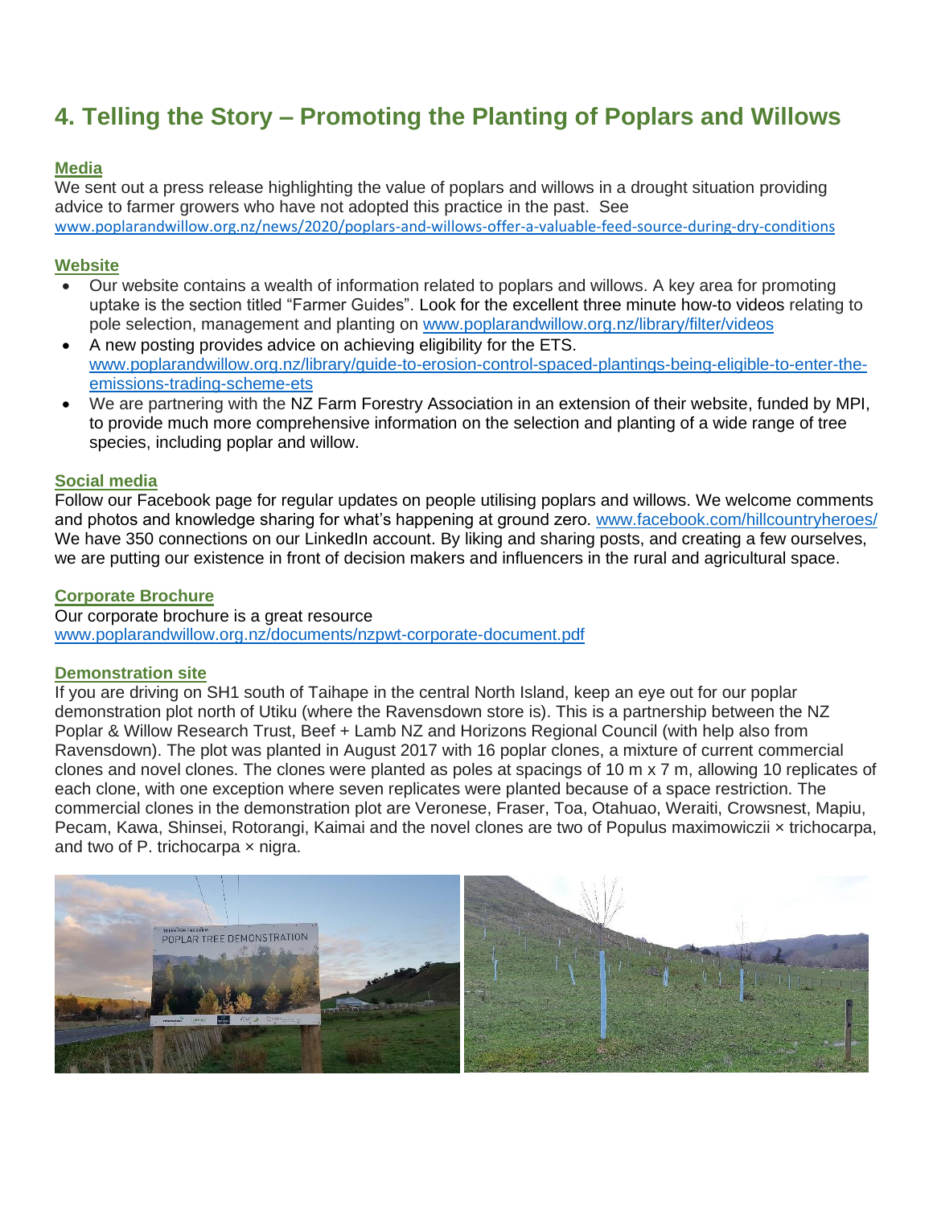## 4. Telling the Story – Promoting the Planting of Poplars and Willows

### Media

We sent out a press release highlighting the value of poplars and willows in a drought situation providing advice to farmer growers who have not adopted this practice in the past. See www.poplarandwillow.org.nz/news/2020/poplars-and-willows-offer-a-valuable-feed-source-during-dry-conditions

### Website

- Our website contains a wealth of information related to poplars and willows. A key area for promoting uptake is the section titled "Farmer Guides". Look for the excellent three minute how-to videos relating to pole selection, management and planting on www.poplarandwillow.org.nz/library/filter/videos
- A new posting provides advice on achieving eligibility for the ETS. www.poplarandwillow.org.nz/library/guide-to-erosion-control-spaced-plantings-being-eligible-to-enter-the-emissions-trading-scheme-ets
- We are partnering with the NZ Farm Forestry Association in an extension of their website, funded by MPI, to provide much more comprehensive information on the selection and planting of a wide range of tree species, including poplar and willow.

### Social media

Follow our Facebook page for regular updates on people utilising poplars and willows. We welcome comments and photos and knowledge sharing for what's happening at ground zero. www.facebook.com/hillcountryheroes/ We have 350 connections on our LinkedIn account. By liking and sharing posts, and creating a few ourselves, we are putting our existence in front of decision makers and influencers in the rural and agricultural space.

### Corporate Brochure

Our corporate brochure is a great resource www.poplarandwillow.org.nz/documents/nzpwt-corporate-document.pdf

### Demonstration site

If you are driving on SH1 south of Taihape in the central North Island, keep an eye out for our poplar demonstration plot north of Utiku (where the Ravensdown store is). This is a partnership between the NZ Poplar & Willow Research Trust, Beef + Lamb NZ and Horizons Regional Council (with help also from Ravensdown). The plot was planted in August 2017 with 16 poplar clones, a mixture of current commercial clones and novel clones. The clones were planted as poles at spacings of 10 m x 7 m, allowing 10 replicates of each clone, with one exception where seven replicates were planted because of a space restriction. The commercial clones in the demonstration plot are Veronese, Fraser, Toa, Otahuao, Weraiti, Crowsnest, Mapiu, Pecam, Kawa, Shinsei, Rotorangi, Kaimai and the novel clones are two of Populus maximowiczii × trichocarpa, and two of P. trichocarpa × nigra.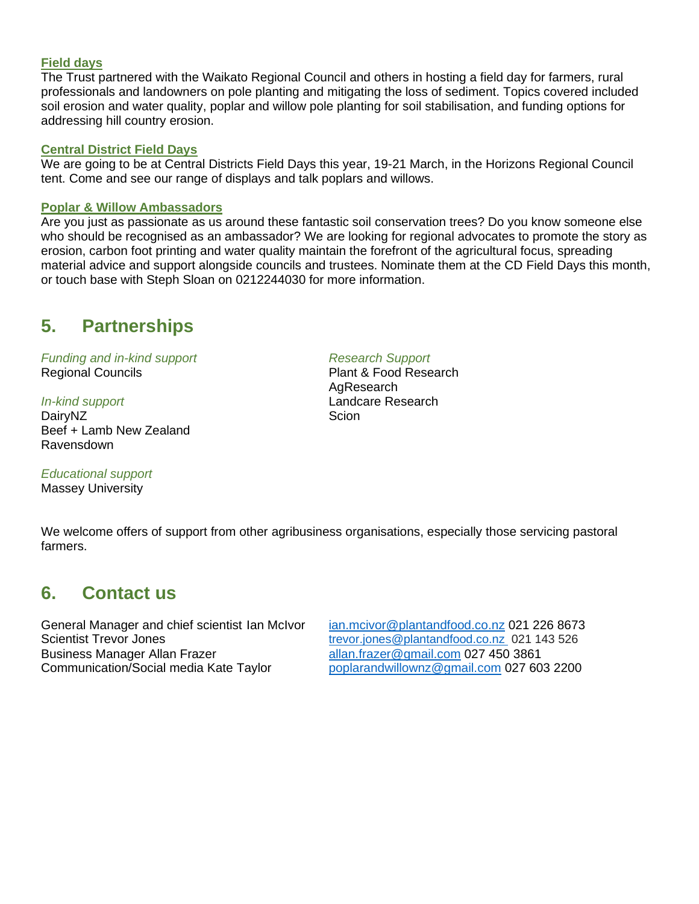### Field days

The Trust partnered with the Waikato Regional Council and others in hosting a field day for farmers, rural professionals and landowners on pole planting and mitigating the loss of sediment. Topics covered included soil erosion and water quality, poplar and willow pole planting for soil stabilisation, and funding options for addressing hill country erosion.

### Central District Field Days

We are going to be at Central Districts Field Days this year, 19-21 March, in the Horizons Regional Council tent. Come and see our range of displays and talk poplars and willows.

### Poplar & Willow Ambassadors

Are you just as passionate as us around these fantastic soil conservation trees? Do you know someone else who should be recognised as an ambassador? We are looking for regional advocates to promote the story as erosion, carbon foot printing and water quality maintain the forefront of the agricultural focus, spreading material advice and support alongside councils and trustees. Nominate them at the CD Field Days this month, or touch base with Steph Sloan on 0212244030 for more information.

## 5. Partnerships

*Funding and in-kind support*
Regional Councils

*In-kind support*
DairyNZ
Beef + Lamb New Zealand
Ravensdown

*Educational support*
Massey University

*Research Support*
Plant & Food Research
AgResearch
Landcare Research
Scion

We welcome offers of support from other agribusiness organisations, especially those servicing pastoral farmers.

## 6. Contact us

General Manager and chief scientist Ian McIvor — ian.mcivor@plantandfood.co.nz 021 226 8673
Scientist Trevor Jones — trevor.jones@plantandfood.co.nz 021 143 526
Business Manager Allan Frazer — allan.frazer@gmail.com 027 450 3861
Communication/Social media Kate Taylor — poplarandwillownz@gmail.com 027 603 2200